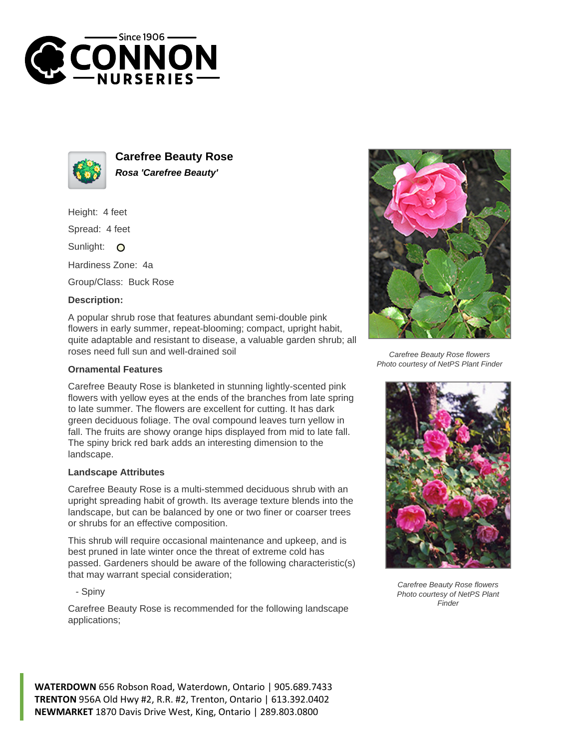# Carefree Beauty Rose

***Rosa 'Carefree Beauty'***

Height: 4 feet

Spread: 4 feet

Sunlight: O

Hardiness Zone: 4a

Group/Class: Buck Rose

**Description:**

A popular shrub rose that features abundant semi-double pink flowers in early summer, repeat-blooming; compact, upright habit, quite adaptable and resistant to disease, a valuable garden shrub; all roses need full sun and well-drained soil

**Ornamental Features**

Carefree Beauty Rose is blanketed in stunning lightly-scented pink flowers with yellow eyes at the ends of the branches from late spring to late summer. The flowers are excellent for cutting. It has dark green deciduous foliage. The oval compound leaves turn yellow in fall. The fruits are showy orange hips displayed from mid to late fall. The spiny brick red bark adds an interesting dimension to the landscape.

**Landscape Attributes**

Carefree Beauty Rose is a multi-stemmed deciduous shrub with an upright spreading habit of growth. Its average texture blends into the landscape, but can be balanced by one or two finer or coarser trees or shrubs for an effective composition.

This shrub will require occasional maintenance and upkeep, and is best pruned in late winter once the threat of extreme cold has passed. Gardeners should be aware of the following characteristic(s) that may warrant special consideration;

- Spiny

Carefree Beauty Rose is recommended for the following landscape applications;

*Carefree Beauty Rose flowers*
*Photo courtesy of NetPS Plant Finder*

*Carefree Beauty Rose flowers*
*Photo courtesy of NetPS Plant Finder*

**WATERDOWN** 656 Robson Road, Waterdown, Ontario | 905.689.7433
**TRENTON** 956A Old Hwy #2, R.R. #2, Trenton, Ontario | 613.392.0402
**NEWMARKET** 1870 Davis Drive West, King, Ontario | 289.803.0800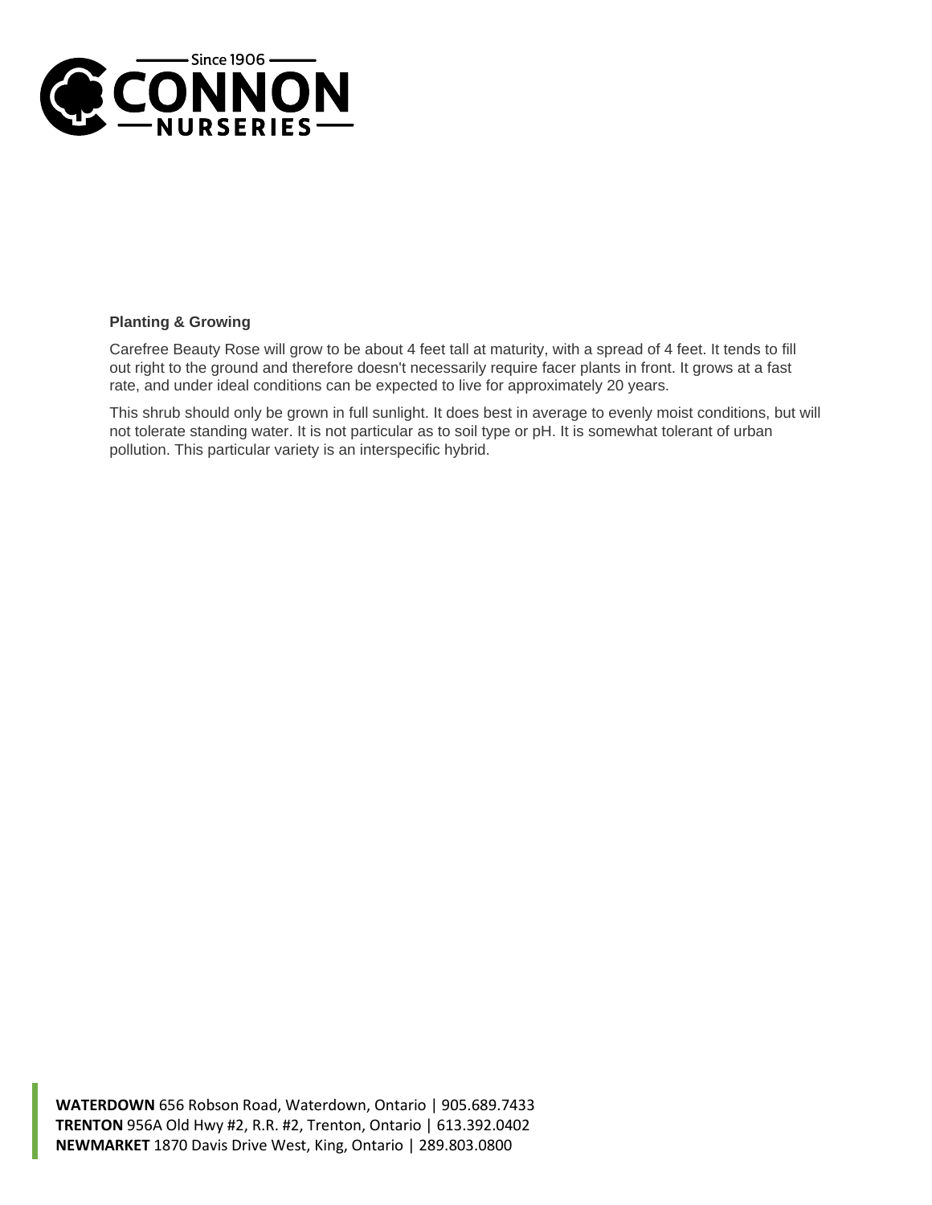### Planting & Growing

Carefree Beauty Rose will grow to be about 4 feet tall at maturity, with a spread of 4 feet. It tends to fill out right to the ground and therefore doesn't necessarily require facer plants in front. It grows at a fast rate, and under ideal conditions can be expected to live for approximately 20 years.

This shrub should only be grown in full sunlight. It does best in average to evenly moist conditions, but will not tolerate standing water. It is not particular as to soil type or pH. It is somewhat tolerant of urban pollution. This particular variety is an interspecific hybrid.